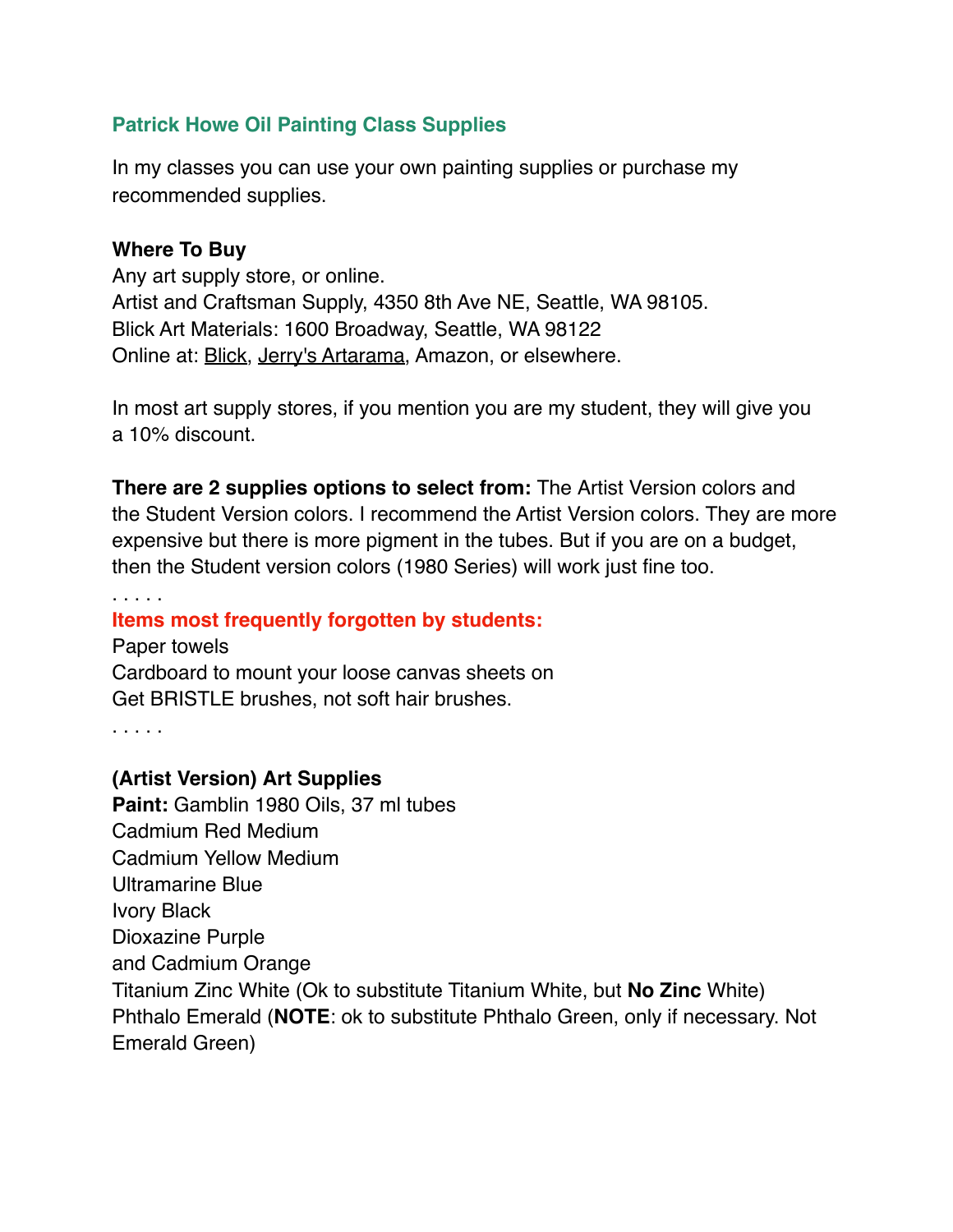## Patrick Howe Oil Painting Class Supplies

In my classes you can use your own painting supplies or purchase my recommended supplies.

**Where To Buy**
Any art supply store, or online.
Artist and Craftsman Supply, 4350 8th Ave NE, Seattle, WA 98105.
Blick Art Materials: 1600 Broadway, Seattle, WA 98122
Online at: Blick, Jerry's Artarama, Amazon, or elsewhere.

In most art supply stores, if you mention you are my student, they will give you a 10% discount.

**There are 2 supplies options to select from:** The Artist Version colors and the Student Version colors. I recommend the Artist Version colors. They are more expensive but there is more pigment in the tubes. But if you are on a budget, then the Student version colors (1980 Series) will work just fine too.

. . . . .

**Items most frequently forgotten by students:**
Paper towels
Cardboard to mount your loose canvas sheets on
Get BRISTLE brushes, not soft hair brushes.

. . . . .

**(Artist Version) Art Supplies**
**Paint:** Gamblin 1980 Oils, 37 ml tubes
Cadmium Red Medium
Cadmium Yellow Medium
Ultramarine Blue
Ivory Black
Dioxazine Purple
and Cadmium Orange
Titanium Zinc White (Ok to substitute Titanium White, but **No Zinc** White)
Phthalo Emerald (**NOTE**: ok to substitute Phthalo Green, only if necessary. Not Emerald Green)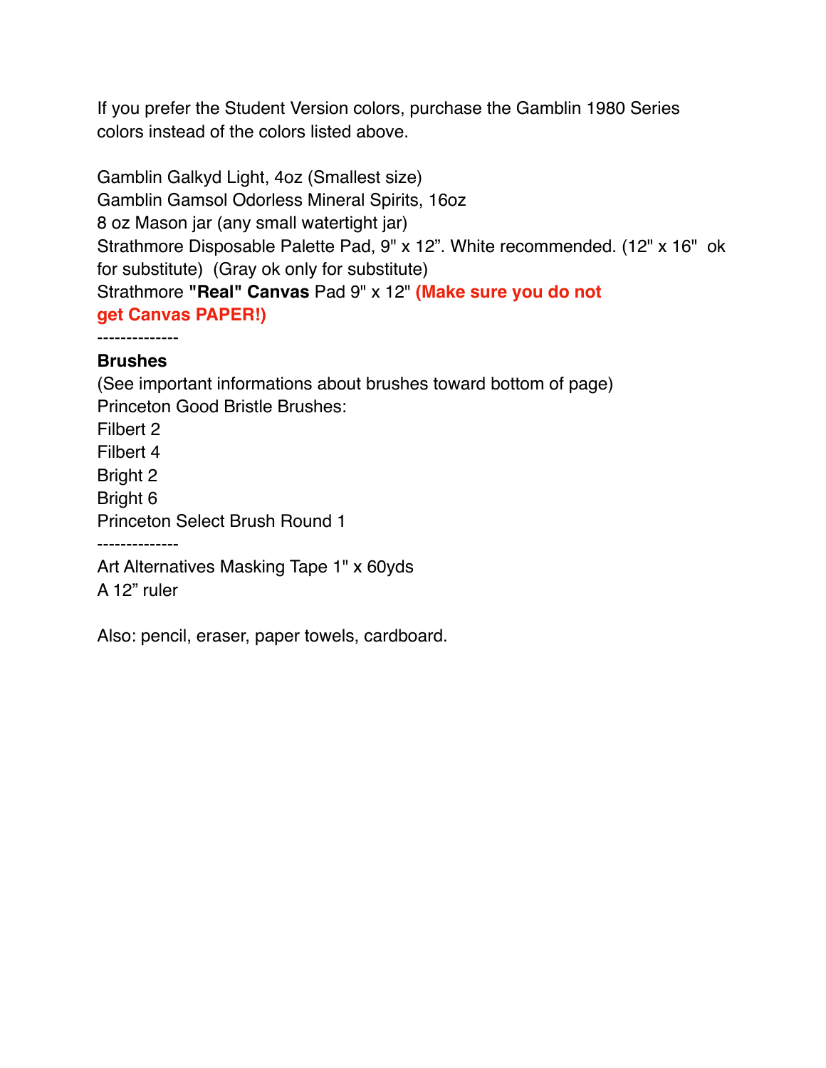If you prefer the Student Version colors, purchase the Gamblin 1980 Series colors instead of the colors listed above.

Gamblin Galkyd Light, 4oz (Smallest size)
Gamblin Gamsol Odorless Mineral Spirits, 16oz
8 oz Mason jar (any small watertight jar)
Strathmore Disposable Palette Pad, 9" x 12". White recommended. (12" x 16" ok for substitute) (Gray ok only for substitute)
Strathmore **"Real" Canvas** Pad 9" x 12" **(Make sure you do not get Canvas PAPER!)**

--------------

**Brushes**
(See important informations about brushes toward bottom of page)
Princeton Good Bristle Brushes:
Filbert 2
Filbert 4
Bright 2
Bright 6
Princeton Select Brush Round 1

--------------

Art Alternatives Masking Tape 1" x 60yds
A 12" ruler

Also: pencil, eraser, paper towels, cardboard.